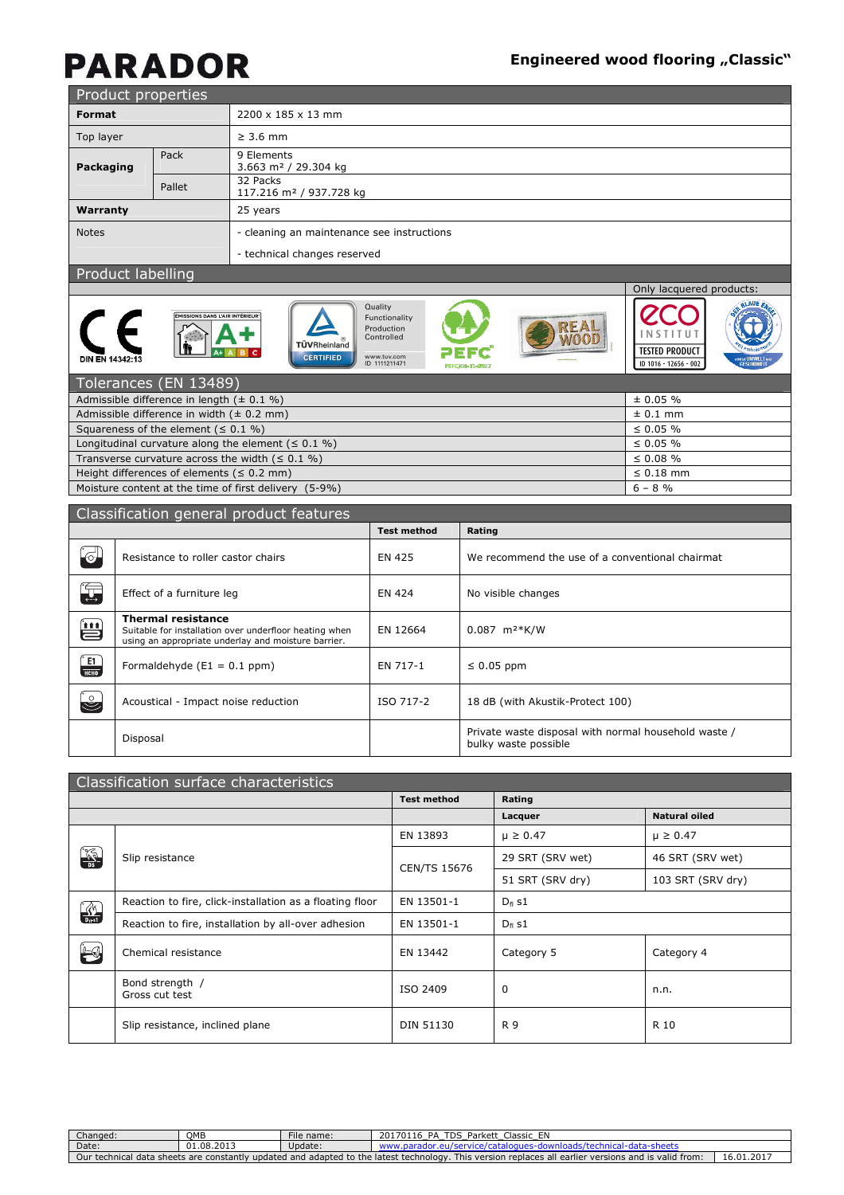# PARADOR

## Engineered wood flooring „Classic"

## Product properties

| | | |
|---|---|---|
| **Format** | | 2200 x 185 x 13 mm |
| Top layer | | ≥ 3.6 mm |
| **Packaging** | Pack | 9 Elements<br>3.663 m² / 29.304 kg |
| | Pallet | 32 Packs<br>117.216 m² / 937.728 kg |
| **Warranty** | | 25 years |
| Notes | | - cleaning an maintenance see instructions<br>- technical changes reserved |

## Product labelling

DIN EN 14342:13

ÉMISSIONS DANS L'AIR INTÉRIEUR A+

TÜVRheinland CERTIFIED — Quality, Functionality, Production Controlled — www.tuv.com ID 1111211471

PEFC

REAL WOOD

Only lacquered products: eco INSTITUT TESTED PRODUCT ID 1016 - 12656 - 002; DER BLAUE ENGEL

## Tolerances (EN 13489)

| | |
|---|---|
| Admissible difference in length (± 0.1 %) | ± 0.05 % |
| Admissible difference in width (± 0.2 mm) | ± 0.1 mm |
| Squareness of the element (≤ 0.1 %) | ≤ 0.05 % |
| Longitudinal curvature along the element (≤ 0.1 %) | ≤ 0.05 % |
| Transverse curvature across the width (≤ 0.1 %) | ≤ 0.08 % |
| Height differences of elements (≤ 0.2 mm) | ≤ 0.18 mm |
| Moisture content at the time of first delivery (5-9%) | 6 – 8 % |

## Classification general product features

| | Test method | Rating |
|---|---|---|
| Resistance to roller castor chairs | EN 425 | We recommend the use of a conventional chairmat |
| Effect of a furniture leg | EN 424 | No visible changes |
| **Thermal resistance**<br>Suitable for installation over underfloor heating when using an appropriate underlay and moisture barrier. | EN 12664 | 0.087 m²*K/W |
| Formaldehyde (E1 = 0.1 ppm) | EN 717-1 | ≤ 0.05 ppm |
| Acoustical - Impact noise reduction | ISO 717-2 | 18 dB (with Akustik-Protect 100) |
| Disposal | | Private waste disposal with normal household waste / bulky waste possible |

## Classification surface characteristics

| | Test method | Rating | |
|---|---|---|---|
| | | **Lacquer** | **Natural oiled** |
| Slip resistance | EN 13893 | μ ≥ 0.47 | μ ≥ 0.47 |
| | CEN/TS 15676 | 29 SRT (SRV wet) | 46 SRT (SRV wet) |
| | | 51 SRT (SRV dry) | 103 SRT (SRV dry) |
| Reaction to fire, click-installation as a floating floor | EN 13501-1 | $D_{fl}$ s1 | |
| Reaction to fire, installation by all-over adhesion | EN 13501-1 | $D_{fl}$ s1 | |
| Chemical resistance | EN 13442 | Category 5 | Category 4 |
| Bond strength / Gross cut test | ISO 2409 | 0 | n.n. |
| Slip resistance, inclined plane | DIN 51130 | R 9 | R 10 |

| | | | |
|---|---|---|---|
| Changed: | QMB | File name: | 20170116_PA_TDS_Parkett_Classic_EN |
| Date: | 01.08.2013 | Update: | www.parador.eu/service/catalogues-downloads/technical-data-sheets |

Our technical data sheets are constantly updated and adapted to the latest technology. This version replaces all earlier versions and is valid from: 16.01.2017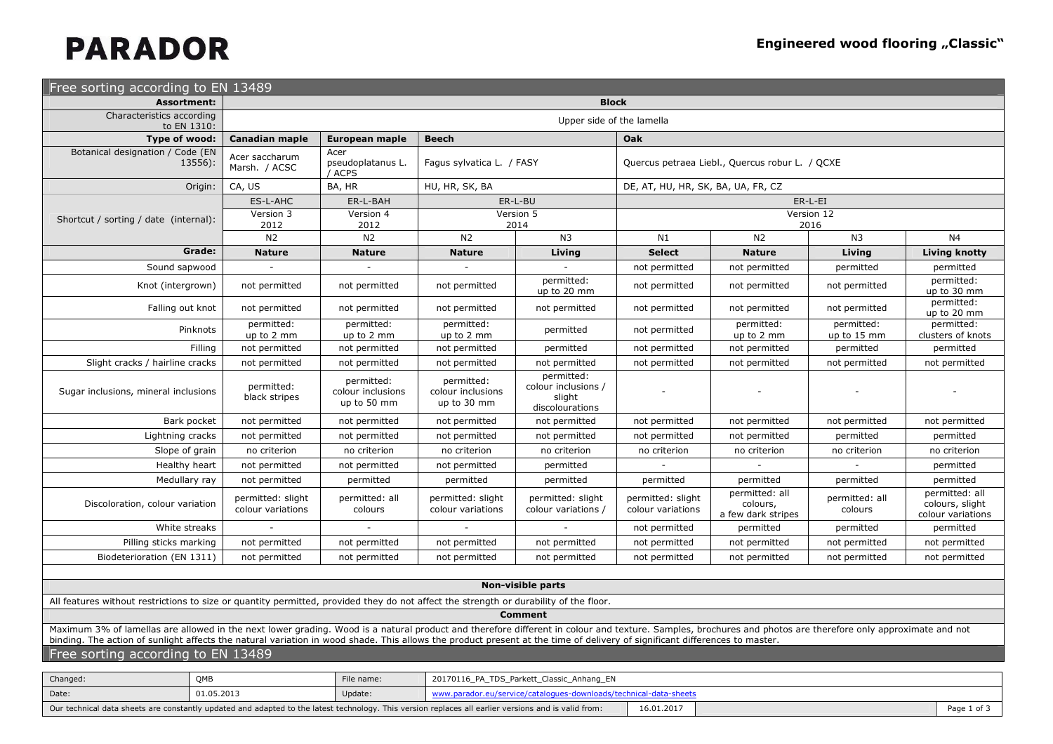# PARADOR

## Engineered wood flooring „Classic"

## Free sorting according to EN 13489

| Assortment: | Block | | | | | | | |
|---|---|---|---|---|---|---|---|---|
| Characteristics according to EN 1310: | Upper side of the lamella | | | | | | | |
| **Type of wood:** | **Canadian maple** | **European maple** | **Beech** | | **Oak** | | | |
| Botanical designation / Code (EN 13556): | Acer saccharum Marsh. / ACSC | Acer pseudoplatanus L. / ACPS | Fagus sylvatica L. / FASY | | Quercus petraea Liebl., Quercus robur L. / QCXE | | | |
| Origin: | CA, US | BA, HR | HU, HR, SK, BA | | DE, AT, HU, HR, SK, BA, UA, FR, CZ | | | |
| Shortcut / sorting / date (internal): | ES-L-AHC | ER-L-BAH | ER-L-BU | | ER-L-EI | | | |
| | Version 3 2012 | Version 4 2012 | Version 5 2014 | | Version 12 2016 | | | |
| | N2 | N2 | N2 | N3 | N1 | N2 | N3 | N4 |
| **Grade:** | **Nature** | **Nature** | **Nature** | **Living** | **Select** | **Nature** | **Living** | **Living knotty** |
| Sound sapwood | - | - | - | - | not permitted | not permitted | permitted | permitted |
| Knot (intergrown) | not permitted | not permitted | not permitted | permitted: up to 20 mm | not permitted | not permitted | not permitted | permitted: up to 30 mm |
| Falling out knot | not permitted | not permitted | not permitted | not permitted | not permitted | not permitted | not permitted | permitted: up to 20 mm |
| Pinknots | permitted: up to 2 mm | permitted: up to 2 mm | permitted: up to 2 mm | permitted | not permitted | permitted: up to 2 mm | permitted: up to 15 mm | permitted: clusters of knots |
| Filling | not permitted | not permitted | not permitted | permitted | not permitted | not permitted | permitted | permitted |
| Slight cracks / hairline cracks | not permitted | not permitted | not permitted | not permitted | not permitted | not permitted | not permitted | not permitted |
| Sugar inclusions, mineral inclusions | permitted: black stripes | permitted: colour inclusions up to 50 mm | permitted: colour inclusions up to 30 mm | permitted: colour inclusions / slight discolourations | - | - | - | - |
| Bark pocket | not permitted | not permitted | not permitted | not permitted | not permitted | not permitted | not permitted | not permitted |
| Lightning cracks | not permitted | not permitted | not permitted | not permitted | not permitted | not permitted | permitted | permitted |
| Slope of grain | no criterion | no criterion | no criterion | no criterion | no criterion | no criterion | no criterion | no criterion |
| Healthy heart | not permitted | not permitted | not permitted | permitted | - | - | - | permitted |
| Medullary ray | not permitted | permitted | permitted | permitted | permitted | permitted | permitted | permitted |
| Discoloration, colour variation | permitted: slight colour variations | permitted: all colours | permitted: slight colour variations | permitted: slight colour variations / | permitted: slight colour variations | permitted: all colours, a few dark stripes | permitted: all colours | permitted: all colours, slight colour variations |
| White streaks | - | - | - | - | not permitted | permitted | permitted | permitted |
| Pilling sticks marking | not permitted | not permitted | not permitted | not permitted | not permitted | not permitted | not permitted | not permitted |
| Biodeterioration (EN 1311) | not permitted | not permitted | not permitted | not permitted | not permitted | not permitted | not permitted | not permitted |

**Non-visible parts**

All features without restrictions to size or quantity permitted, provided they do not affect the strength or durability of the floor.

**Comment**

Maximum 3% of lamellas are allowed in the next lower grading. Wood is a natural product and therefore different in colour and texture. Samples, brochures and photos are therefore only approximate and not binding. The action of sunlight affects the natural variation in wood shade. This allows the product present at the time of delivery of significant differences to master.

## Free sorting according to EN 13489

| Changed: | QMB | File name: | 20170116_PA_TDS_Parkett_Classic_Anhang_EN |
|---|---|---|---|
| Date: | 01.05.2013 | Update: | www.parador.eu/service/catalogues-downloads/technical-data-sheets |

Our technical data sheets are constantly updated and adapted to the latest technology. This version replaces all earlier versions and is valid from: 16.01.2017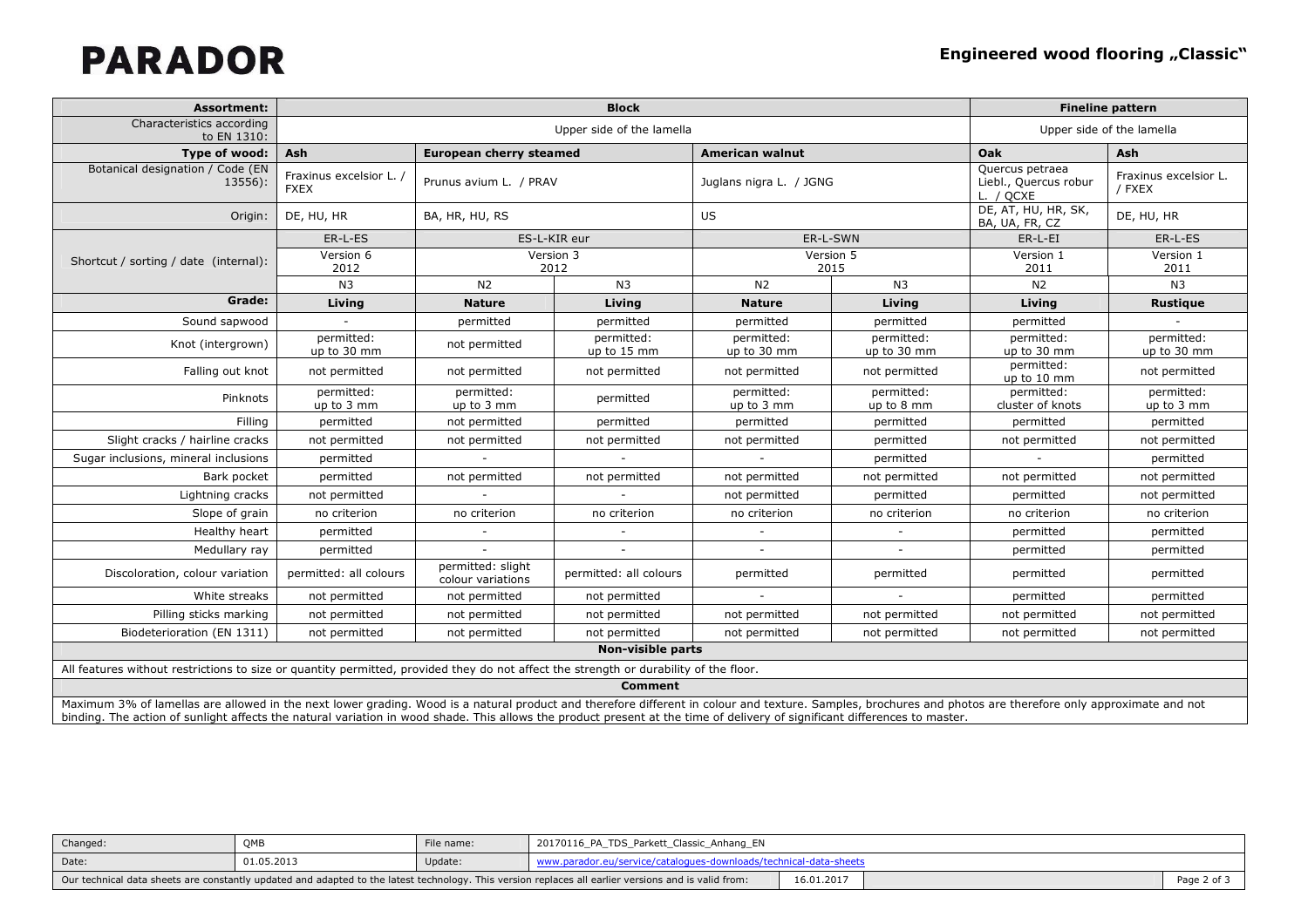# PARADOR

## Engineered wood flooring „Classic"

| Assortment: | Block | | | | | Fineline pattern | |
|---|---|---|---|---|---|---|---|
| Characteristics according to EN 1310: | Upper side of the lamella | | | | | Upper side of the lamella | |
| **Type of wood:** | **Ash** | **European cherry steamed** | | **American walnut** | | **Oak** | **Ash** |
| Botanical designation / Code (EN 13556): | Fraxinus excelsior L. / FXEX | Prunus avium L. / PRAV | | Juglans nigra L. / JGNG | | Quercus petraea Liebl., Quercus robur L. / QCXE | Fraxinus excelsior L. / FXEX |
| Origin: | DE, HU, HR | BA, HR, HU, RS | | US | | DE, AT, HU, HR, SK, BA, UA, FR, CZ | DE, HU, HR |
| Shortcut / sorting / date (internal): | ER-L-ES | ES-L-KIR eur | | ER-L-SWN | | ER-L-EI | ER-L-ES |
| | Version 6 2012 | Version 3 2012 | | Version 5 2015 | | Version 1 2011 | Version 1 2011 |
| | N3 | N2 | N3 | N2 | N3 | N2 | N3 |
| **Grade:** | **Living** | **Nature** | **Living** | **Nature** | **Living** | **Living** | **Rustique** |
| Sound sapwood | - | permitted | permitted | permitted | permitted | permitted | - |
| Knot (intergrown) | permitted: up to 30 mm | not permitted | permitted: up to 15 mm | permitted: up to 30 mm | permitted: up to 30 mm | permitted: up to 30 mm | permitted: up to 30 mm |
| Falling out knot | not permitted | not permitted | not permitted | not permitted | not permitted | permitted: up to 10 mm | not permitted |
| Pinknots | permitted: up to 3 mm | permitted: up to 3 mm | permitted | permitted: up to 3 mm | permitted: up to 8 mm | permitted: cluster of knots | permitted: up to 3 mm |
| Filling | permitted | not permitted | permitted | permitted | permitted | permitted | permitted |
| Slight cracks / hairline cracks | not permitted | not permitted | not permitted | not permitted | permitted | not permitted | not permitted |
| Sugar inclusions, mineral inclusions | permitted | - | - | - | permitted | - | permitted |
| Bark pocket | permitted | not permitted | not permitted | not permitted | not permitted | not permitted | not permitted |
| Lightning cracks | not permitted | - | - | not permitted | permitted | permitted | not permitted |
| Slope of grain | no criterion | no criterion | no criterion | no criterion | no criterion | no criterion | no criterion |
| Healthy heart | permitted | - | - | - | - | permitted | permitted |
| Medullary ray | permitted | - | - | - | - | permitted | permitted |
| Discoloration, colour variation | permitted: all colours | permitted: slight colour variations | permitted: all colours | permitted | permitted | permitted | permitted |
| White streaks | not permitted | not permitted | not permitted | - | - | permitted | permitted |
| Pilling sticks marking | not permitted | not permitted | not permitted | not permitted | not permitted | not permitted | not permitted |
| Biodeterioration (EN 1311) | not permitted | not permitted | not permitted | not permitted | not permitted | not permitted | not permitted |

**Non-visible parts**

All features without restrictions to size or quantity permitted, provided they do not affect the strength or durability of the floor.

**Comment**

Maximum 3% of lamellas are allowed in the next lower grading. Wood is a natural product and therefore different in colour and texture. Samples, brochures and photos are therefore only approximate and not binding. The action of sunlight affects the natural variation in wood shade. This allows the product present at the time of delivery of significant differences to master.

| Changed: | QMB | File name: | 20170116_PA_TDS_Parkett_Classic_Anhang_EN |
|---|---|---|---|
| Date: | 01.05.2013 | Update: | www.parador.eu/service/catalogues-downloads/technical-data-sheets |

Our technical data sheets are constantly updated and adapted to the latest technology. This version replaces all earlier versions and is valid from: 16.01.2017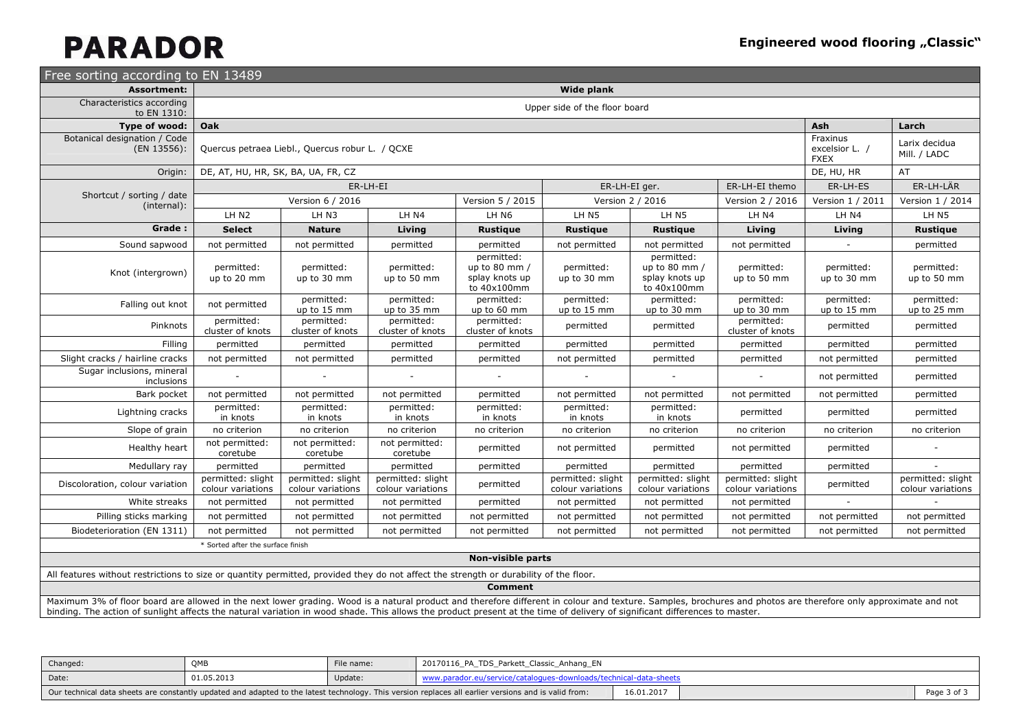# PARADOR

**Engineered wood flooring „Classic“**

## Free sorting according to EN 13489

| **Assortment:** | **Wide plank** | | | | | | | | |
|---|---|---|---|---|---|---|---|---|---|
| Characteristics according to EN 1310: | Upper side of the floor board | | | | | | | | |
| **Type of wood:** | **Oak** | | | | | | | **Ash** | **Larch** |
| Botanical designation / Code (EN 13556): | Quercus petraea Liebl., Quercus robur L. / QCXE | | | | | | | Fraxinus excelsior L. / FXEX | Larix decidua Mill. / LADC |
| Origin: | DE, AT, HU, HR, SK, BA, UA, FR, CZ | | | | | | | DE, HU, HR | AT |
| Shortcut / sorting / date (internal): | ER-LH-EI | | | | ER-LH-EI ger. | | ER-LH-EI themo | ER-LH-ES | ER-LH-LÄR |
| | Version 6 / 2016 | | | Version 5 / 2015 | Version 2 / 2016 | | Version 2 / 2016 | Version 1 / 2011 | Version 1 / 2014 |
| | LH N2 | LH N3 | LH N4 | LH N6 | LH N5 | LH N5 | LH N4 | LH N4 | LH N5 |
| **Grade :** | **Select** | **Nature** | **Living** | **Rustique** | **Rustique** | **Rustique** | **Living** | **Living** | **Rustique** |
| Sound sapwood | not permitted | not permitted | permitted | permitted | not permitted | not permitted | not permitted | - | permitted |
| Knot (intergrown) | permitted: up to 20 mm | permitted: up to 30 mm | permitted: up to 50 mm | permitted: up to 80 mm / splay knots up to 40x100mm | permitted: up to 30 mm | permitted: up to 80 mm / splay knots up to 40x100mm | permitted: up to 50 mm | permitted: up to 30 mm | permitted: up to 50 mm |
| Falling out knot | not permitted | permitted: up to 15 mm | permitted: up to 35 mm | permitted: up to 60 mm | permitted: up to 15 mm | permitted: up to 30 mm | permitted: up to 30 mm | permitted: up to 15 mm | permitted: up to 25 mm |
| Pinknots | permitted: cluster of knots | permitted: cluster of knots | permitted: cluster of knots | permitted: cluster of knots | permitted | permitted | permitted: cluster of knots | permitted | permitted |
| Filling | permitted | permitted | permitted | permitted | permitted | permitted | permitted | permitted | permitted |
| Slight cracks / hairline cracks | not permitted | not permitted | permitted | permitted | not permitted | permitted | permitted | not permitted | permitted |
| Sugar inclusions, mineral inclusions | - | - | - | - | - | - | - | not permitted | permitted |
| Bark pocket | not permitted | not permitted | not permitted | permitted | not permitted | not permitted | not permitted | not permitted | permitted |
| Lightning cracks | permitted: in knots | permitted: in knots | permitted: in knots | permitted: in knots | permitted: in knots | permitted: in knots | permitted | permitted | permitted |
| Slope of grain | no criterion | no criterion | no criterion | no criterion | no criterion | no criterion | no criterion | no criterion | no criterion |
| Healthy heart | not permitted: coretube | not permitted: coretube | not permitted: coretube | permitted | not permitted | permitted | not permitted | permitted | - |
| Medullary ray | permitted | permitted | permitted | permitted | permitted | permitted | permitted | permitted | - |
| Discoloration, colour variation | permitted: slight colour variations | permitted: slight colour variations | permitted: slight colour variations | permitted | permitted: slight colour variations | permitted: slight colour variations | permitted: slight colour variations | permitted | permitted: slight colour variations |
| White streaks | not permitted | not permitted | not permitted | permitted | not permitted | not permitted | not permitted | - | - |
| Pilling sticks marking | not permitted | not permitted | not permitted | not permitted | not permitted | not permitted | not permitted | not permitted | not permitted |
| Biodeterioration (EN 1311) | not permitted | not permitted | not permitted | not permitted | not permitted | not permitted | not permitted | not permitted | not permitted |

\* Sorted after the surface finish

**Non-visible parts**

All features without restrictions to size or quantity permitted, provided they do not affect the strength or durability of the floor.

**Comment**

Maximum 3% of floor board are allowed in the next lower grading. Wood is a natural product and therefore different in colour and texture. Samples, brochures and photos are therefore only approximate and not binding. The action of sunlight affects the natural variation in wood shade. This allows the product present at the time of delivery of significant differences to master.

| | | | |
|---|---|---|---|
| Changed: | QMB | File name: | 20170116_PA_TDS_Parkett_Classic_Anhang_EN |
| Date: | 01.05.2013 | Update: | www.parador.eu/service/catalogues-downloads/technical-data-sheets |

Our technical data sheets are constantly updated and adapted to the latest technology. This version replaces all earlier versions and is valid from: 16.01.2017